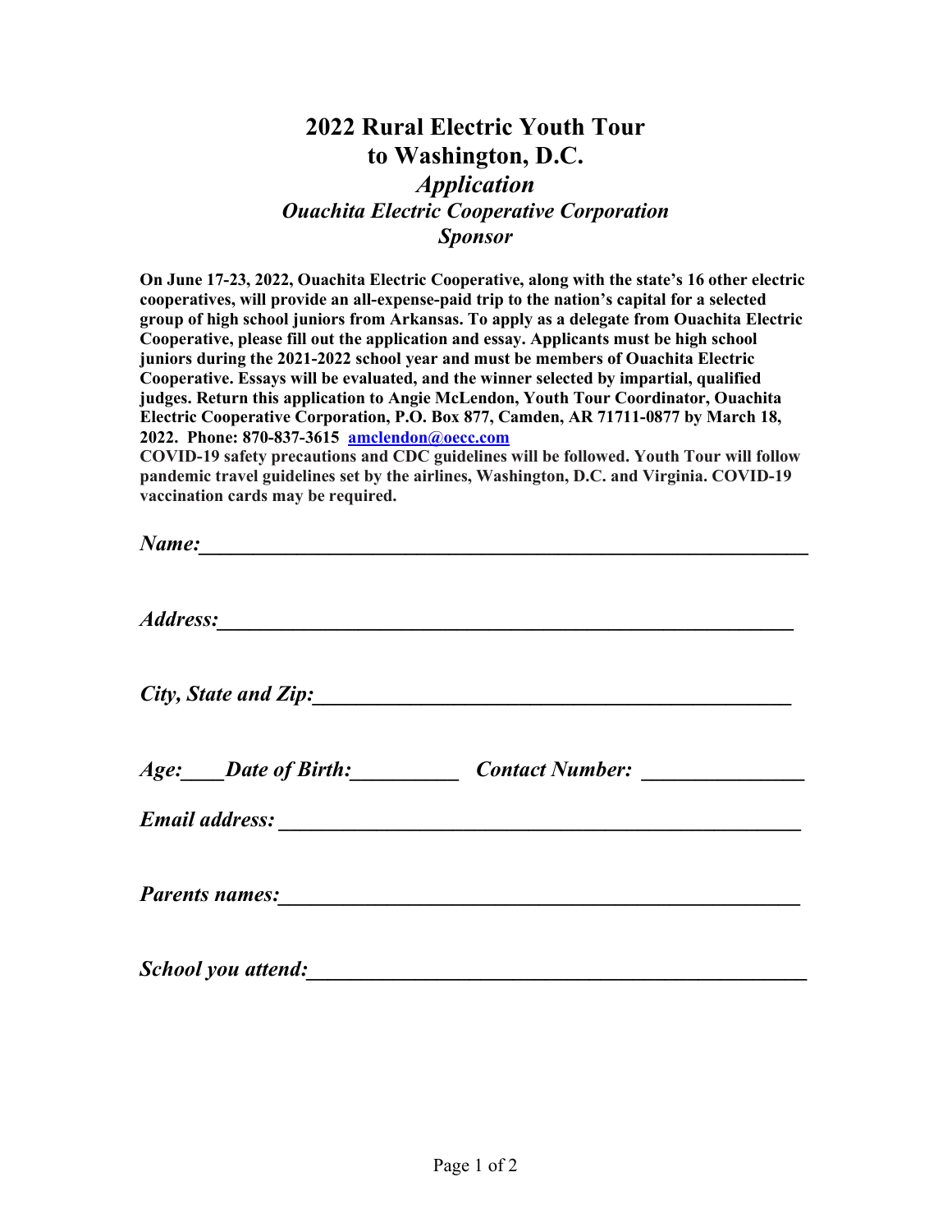# 2022 Rural Electric Youth Tour to Washington, D.C.

## *Application*

### *Ouachita Electric Cooperative Corporation*

### *Sponsor*

**On June 17-23, 2022, Ouachita Electric Cooperative, along with the state's 16 other electric cooperatives, will provide an all-expense-paid trip to the nation's capital for a selected group of high school juniors from Arkansas. To apply as a delegate from Ouachita Electric Cooperative, please fill out the application and essay. Applicants must be high school juniors during the 2021-2022 school year and must be members of Ouachita Electric Cooperative. Essays will be evaluated, and the winner selected by impartial, qualified judges. Return this application to Angie McLendon, Youth Tour Coordinator, Ouachita Electric Cooperative Corporation, P.O. Box 877, Camden, AR 71711-0877 by March 18, 2022. Phone: 870-837-3615 [amclendon@oecc.com](mailto:amclendon@oecc.com)**

**COVID-19 safety precautions and CDC guidelines will be followed. Youth Tour will follow pandemic travel guidelines set by the airlines, Washington, D.C. and Virginia. COVID-19 vaccination cards may be required.**

***Name:***______________________________________________________

***Address:***____________________________________________________

***City, State and Zip:***_________________________________________

***Age:***____***Date of Birth:***__________ ***Contact Number:*** ______________

***Email address:*** _______________________________________________

***Parents names:***_______________________________________________

***School you attend:***____________________________________________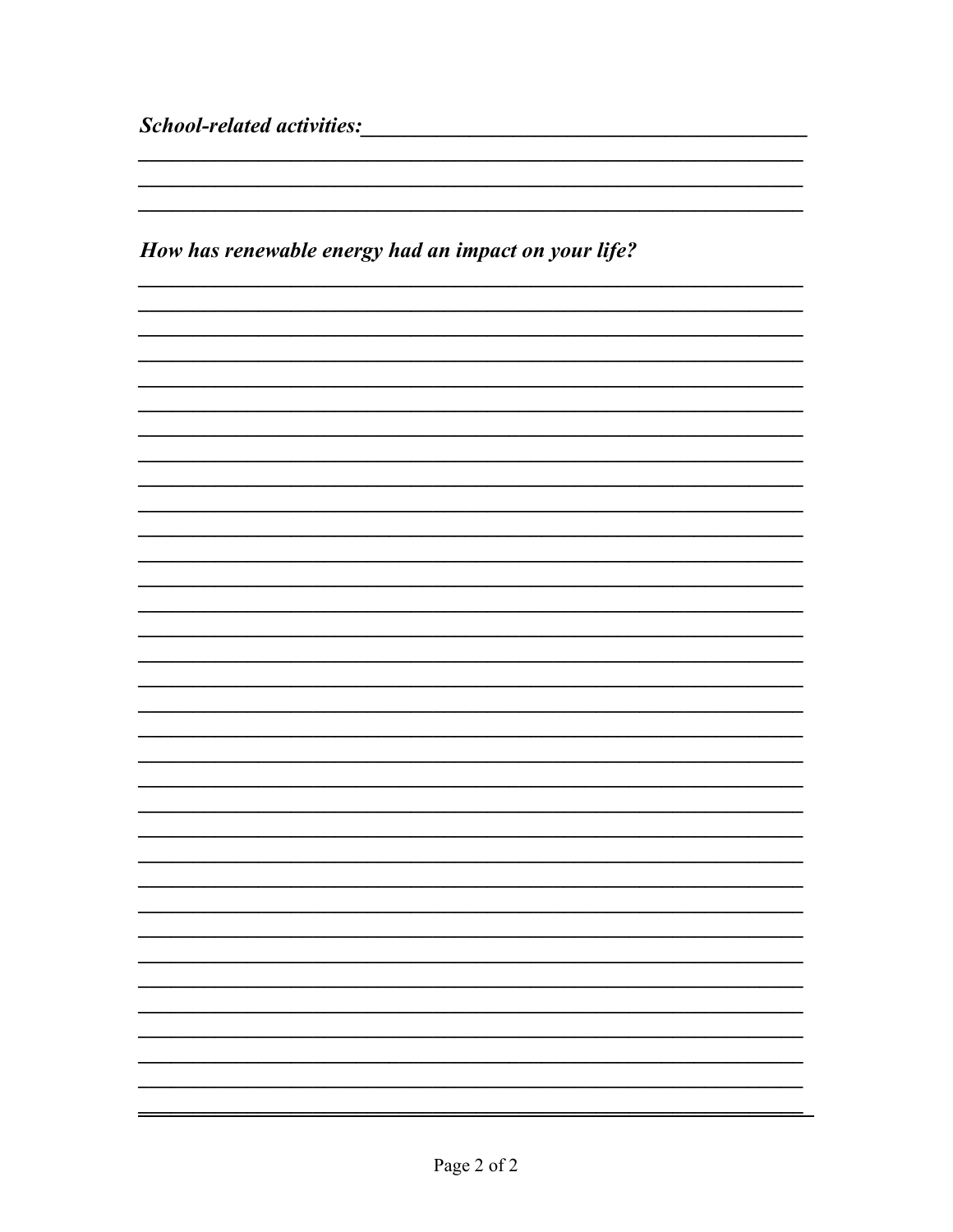***School-related activities:***

***How has renewable energy had an impact on your life?***